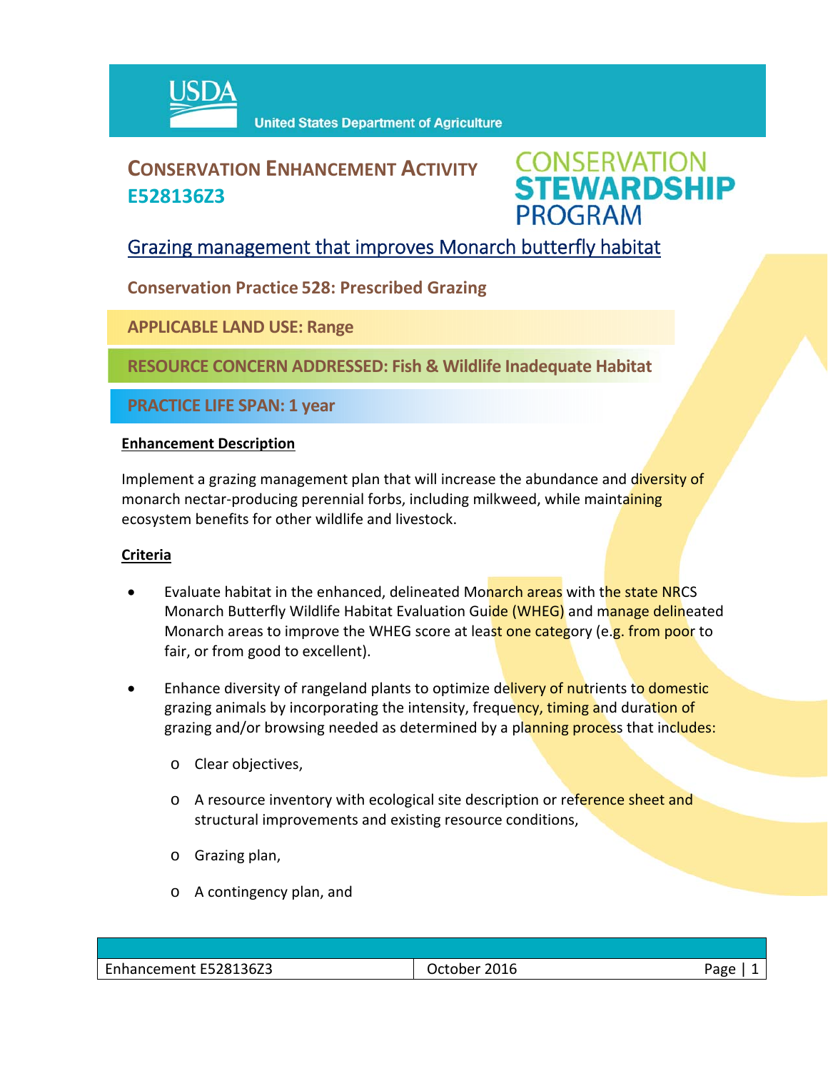USDA United States Department of Agriculture

# CONSERVATION ENHANCEMENT ACTIVITY E528136Z3

CONSERVATION STEWARDSHIP PROGRAM

## Grazing management that improves Monarch butterfly habitat

**Conservation Practice 528: Prescribed Grazing**

**APPLICABLE LAND USE: Range**

**RESOURCE CONCERN ADDRESSED: Fish & Wildlife Inadequate Habitat**

**PRACTICE LIFE SPAN: 1 year**

### Enhancement Description

Implement a grazing management plan that will increase the abundance and diversity of monarch nectar-producing perennial forbs, including milkweed, while maintaining ecosystem benefits for other wildlife and livestock.

### Criteria

- Evaluate habitat in the enhanced, delineated Monarch areas with the state NRCS Monarch Butterfly Wildlife Habitat Evaluation Guide (WHEG) and manage delineated Monarch areas to improve the WHEG score at least one category (e.g. from poor to fair, or from good to excellent).
- Enhance diversity of rangeland plants to optimize delivery of nutrients to domestic grazing animals by incorporating the intensity, frequency, timing and duration of grazing and/or browsing needed as determined by a planning process that includes:
  - Clear objectives,
  - A resource inventory with ecological site description or reference sheet and structural improvements and existing resource conditions,
  - Grazing plan,
  - A contingency plan, and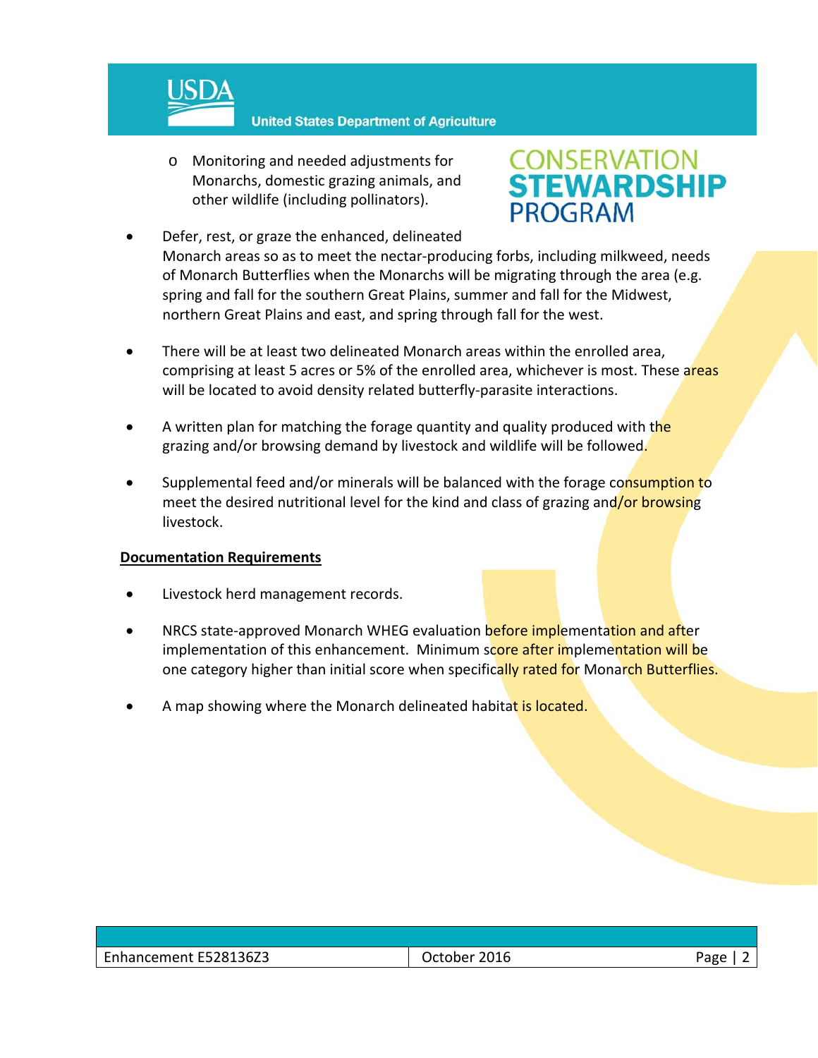- Monitoring and needed adjustments for Monarchs, domestic grazing animals, and other wildlife (including pollinators).

- Defer, rest, or graze the enhanced, delineated Monarch areas so as to meet the nectar-producing forbs, including milkweed, needs of Monarch Butterflies when the Monarchs will be migrating through the area (e.g. spring and fall for the southern Great Plains, summer and fall for the Midwest, northern Great Plains and east, and spring through fall for the west.

- There will be at least two delineated Monarch areas within the enrolled area, comprising at least 5 acres or 5% of the enrolled area, whichever is most. These areas will be located to avoid density related butterfly-parasite interactions.

- A written plan for matching the forage quantity and quality produced with the grazing and/or browsing demand by livestock and wildlife will be followed.

- Supplemental feed and/or minerals will be balanced with the forage consumption to meet the desired nutritional level for the kind and class of grazing and/or browsing livestock.

**Documentation Requirements**

- Livestock herd management records.

- NRCS state-approved Monarch WHEG evaluation before implementation and after implementation of this enhancement. Minimum score after implementation will be one category higher than initial score when specifically rated for Monarch Butterflies.

- A map showing where the Monarch delineated habitat is located.